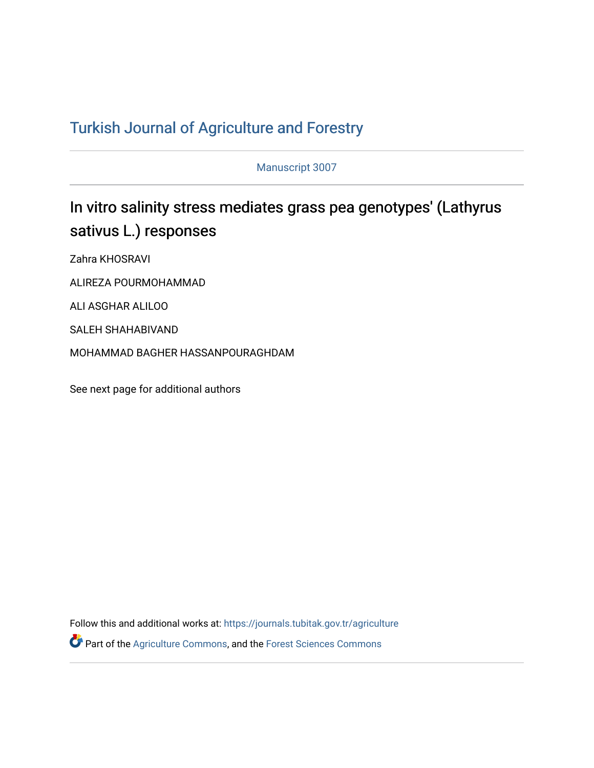# Turkish Journal of Agriculture and Forestry

Manuscript 3007

## In vitro salinity stress mediates grass pea genotypes' (Lathyrus sativus L.) responses

Zahra KHOSRAVI

ALIREZA POURMOHAMMAD

ALI ASGHAR ALILOO

SALEH SHAHABIVAND

MOHAMMAD BAGHER HASSANPOURAGHDAM

See next page for additional authors

Follow this and additional works at: https://journals.tubitak.gov.tr/agriculture

Part of the Agriculture Commons, and the Forest Sciences Commons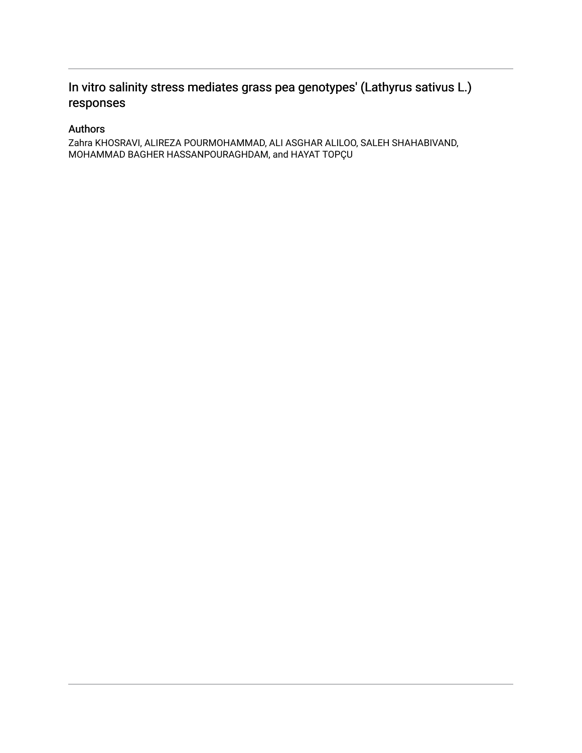# In vitro salinity stress mediates grass pea genotypes' (Lathyrus sativus L.) responses

## Authors

Zahra KHOSRAVI, ALIREZA POURMOHAMMAD, ALI ASGHAR ALILOO, SALEH SHAHABIVAND, MOHAMMAD BAGHER HASSANPOURAGHDAM, and HAYAT TOPÇU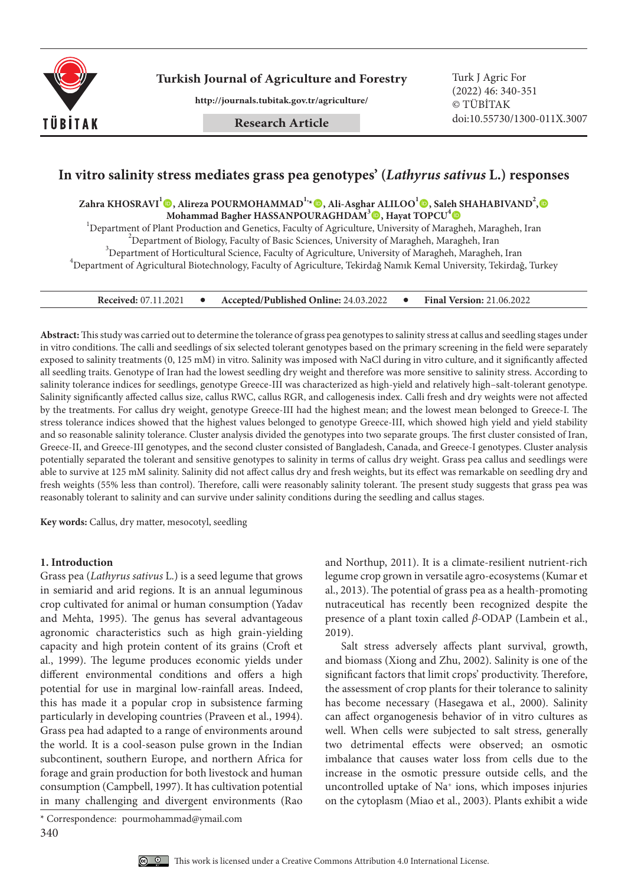# In vitro salinity stress mediates grass pea genotypes' (*Lathyrus sativus* L.) responses

**Zahra KHOSRAVI[1], Alireza POURMOHAMMAD[1,*], Ali-Asghar ALILOO[1], Saleh SHAHABIVAND[2], Mohammad Bagher HASSANPOURAGHDAM[3], Hayat TOPCU[4]**

[1]Department of Plant Production and Genetics, Faculty of Agriculture, University of Maragheh, Maragheh, Iran
[2]Department of Biology, Faculty of Basic Sciences, University of Maragheh, Maragheh, Iran
[3]Department of Horticultural Science, Faculty of Agriculture, University of Maragheh, Maragheh, Iran
[4]Department of Agricultural Biotechnology, Faculty of Agriculture, Tekirdağ Namık Kemal University, Tekirdağ, Turkey

**Received:** 07.11.2021 • **Accepted/Published Online:** 24.03.2022 • **Final Version:** 21.06.2022

**Abstract:** This study was carried out to determine the tolerance of grass pea genotypes to salinity stress at callus and seedling stages under in vitro conditions. The calli and seedlings of six selected tolerant genotypes based on the primary screening in the field were separately exposed to salinity treatments (0, 125 mM) in vitro. Salinity was imposed with NaCl during in vitro culture, and it significantly affected all seedling traits. Genotype of Iran had the lowest seedling dry weight and therefore was more sensitive to salinity stress. According to salinity tolerance indices for seedlings, genotype Greece-III was characterized as high-yield and relatively high–salt-tolerant genotype. Salinity significantly affected callus size, callus RWC, callus RGR, and callogenesis index. Calli fresh and dry weights were not affected by the treatments. For callus dry weight, genotype Greece-III had the highest mean; and the lowest mean belonged to Greece-I. The stress tolerance indices showed that the highest values belonged to genotype Greece-III, which showed high yield and yield stability and so reasonable salinity tolerance. Cluster analysis divided the genotypes into two separate groups. The first cluster consisted of Iran, Greece-II, and Greece-III genotypes, and the second cluster consisted of Bangladesh, Canada, and Greece-I genotypes. Cluster analysis potentially separated the tolerant and sensitive genotypes to salinity in terms of callus dry weight. Grass pea callus and seedlings were able to survive at 125 mM salinity. Salinity did not affect callus dry and fresh weights, but its effect was remarkable on seedling dry and fresh weights (55% less than control). Therefore, calli were reasonably salinity tolerant. The present study suggests that grass pea was reasonably tolerant to salinity and can survive under salinity conditions during the seedling and callus stages.

**Key words:** Callus, dry matter, mesocotyl, seedling

## 1. Introduction

Grass pea (*Lathyrus sativus* L.) is a seed legume that grows in semiarid and arid regions. It is an annual leguminous crop cultivated for animal or human consumption (Yadav and Mehta, 1995). The genus has several advantageous agronomic characteristics such as high grain-yielding capacity and high protein content of its grains (Croft et al., 1999). The legume produces economic yields under different environmental conditions and offers a high potential for use in marginal low-rainfall areas. Indeed, this has made it a popular crop in subsistence farming particularly in developing countries (Praveen et al., 1994). Grass pea had adapted to a range of environments around the world. It is a cool-season pulse grown in the Indian subcontinent, southern Europe, and northern Africa for forage and grain production for both livestock and human consumption (Campbell, 1997). It has cultivation potential in many challenging and divergent environments (Rao and Northup, 2011). It is a climate-resilient nutrient-rich legume crop grown in versatile agro-ecosystems (Kumar et al., 2013). The potential of grass pea as a health-promoting nutraceutical has recently been recognized despite the presence of a plant toxin called *β*-ODAP (Lambein et al., 2019).

Salt stress adversely affects plant survival, growth, and biomass (Xiong and Zhu, 2002). Salinity is one of the significant factors that limit crops' productivity. Therefore, the assessment of crop plants for their tolerance to salinity has become necessary (Hasegawa et al., 2000). Salinity can affect organogenesis behavior of in vitro cultures as well. When cells were subjected to salt stress, generally two detrimental effects were observed; an osmotic imbalance that causes water loss from cells due to the increase in the osmotic pressure outside cells, and the uncontrolled uptake of $Na^+$ ions, which imposes injuries on the cytoplasm (Miao et al., 2003). Plants exhibit a wide

\* Correspondence: pourmohammad@ymail.com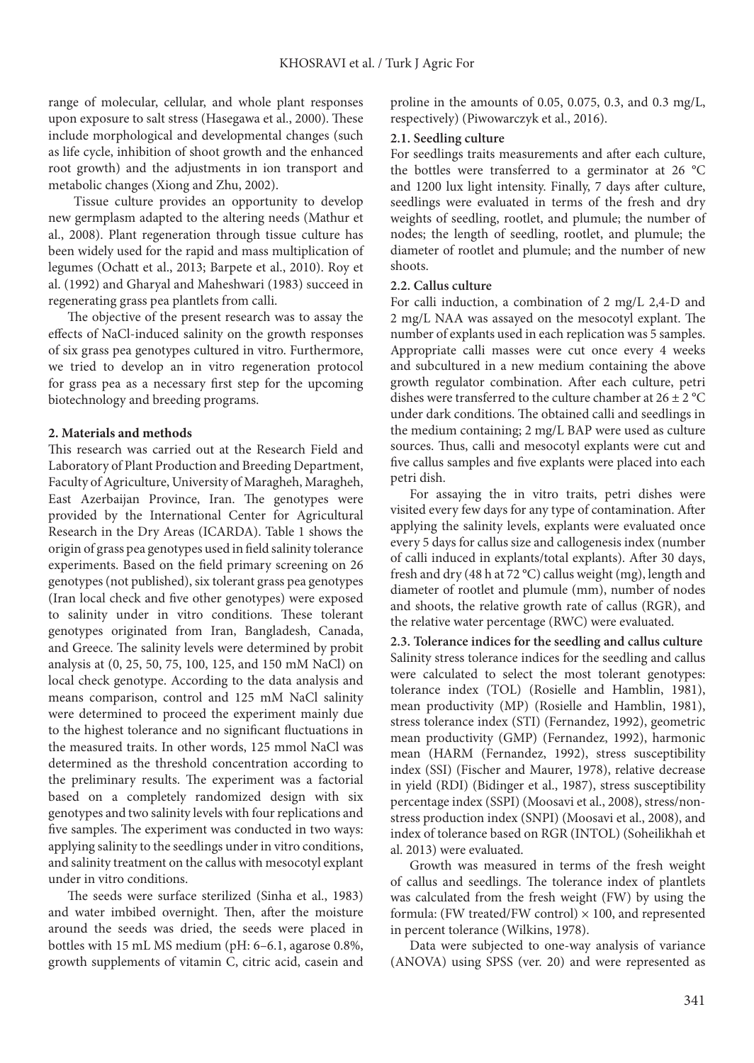range of molecular, cellular, and whole plant responses upon exposure to salt stress (Hasegawa et al., 2000). These include morphological and developmental changes (such as life cycle, inhibition of shoot growth and the enhanced root growth) and the adjustments in ion transport and metabolic changes (Xiong and Zhu, 2002).

Tissue culture provides an opportunity to develop new germplasm adapted to the altering needs (Mathur et al., 2008). Plant regeneration through tissue culture has been widely used for the rapid and mass multiplication of legumes (Ochatt et al., 2013; Barpete et al., 2010). Roy et al. (1992) and Gharyal and Maheshwari (1983) succeed in regenerating grass pea plantlets from calli.

The objective of the present research was to assay the effects of NaCl-induced salinity on the growth responses of six grass pea genotypes cultured in vitro. Furthermore, we tried to develop an in vitro regeneration protocol for grass pea as a necessary first step for the upcoming biotechnology and breeding programs.

## 2. Materials and methods

This research was carried out at the Research Field and Laboratory of Plant Production and Breeding Department, Faculty of Agriculture, University of Maragheh, Maragheh, East Azerbaijan Province, Iran. The genotypes were provided by the International Center for Agricultural Research in the Dry Areas (ICARDA). Table 1 shows the origin of grass pea genotypes used in field salinity tolerance experiments. Based on the field primary screening on 26 genotypes (not published), six tolerant grass pea genotypes (Iran local check and five other genotypes) were exposed to salinity under in vitro conditions. These tolerant genotypes originated from Iran, Bangladesh, Canada, and Greece. The salinity levels were determined by probit analysis at (0, 25, 50, 75, 100, 125, and 150 mM NaCl) on local check genotype. According to the data analysis and means comparison, control and 125 mM NaCl salinity were determined to proceed the experiment mainly due to the highest tolerance and no significant fluctuations in the measured traits. In other words, 125 mmol NaCl was determined as the threshold concentration according to the preliminary results. The experiment was a factorial based on a completely randomized design with six genotypes and two salinity levels with four replications and five samples. The experiment was conducted in two ways: applying salinity to the seedlings under in vitro conditions, and salinity treatment on the callus with mesocotyl explant under in vitro conditions.

The seeds were surface sterilized (Sinha et al., 1983) and water imbibed overnight. Then, after the moisture around the seeds was dried, the seeds were placed in bottles with 15 mL MS medium (pH: 6–6.1, agarose 0.8%, growth supplements of vitamin C, citric acid, casein and proline in the amounts of 0.05, 0.075, 0.3, and 0.3 mg/L, respectively) (Piwowarczyk et al., 2016).

### 2.1. Seedling culture

For seedlings traits measurements and after each culture, the bottles were transferred to a germinator at 26 °C and 1200 lux light intensity. Finally, 7 days after culture, seedlings were evaluated in terms of the fresh and dry weights of seedling, rootlet, and plumule; the number of nodes; the length of seedling, rootlet, and plumule; the diameter of rootlet and plumule; and the number of new shoots.

### 2.2. Callus culture

For calli induction, a combination of 2 mg/L 2,4-D and 2 mg/L NAA was assayed on the mesocotyl explant. The number of explants used in each replication was 5 samples. Appropriate calli masses were cut once every 4 weeks and subcultured in a new medium containing the above growth regulator combination. After each culture, petri dishes were transferred to the culture chamber at 26 ± 2 °C under dark conditions. The obtained calli and seedlings in the medium containing; 2 mg/L BAP were used as culture sources. Thus, calli and mesocotyl explants were cut and five callus samples and five explants were placed into each petri dish.

For assaying the in vitro traits, petri dishes were visited every few days for any type of contamination. After applying the salinity levels, explants were evaluated once every 5 days for callus size and callogenesis index (number of calli induced in explants/total explants). After 30 days, fresh and dry (48 h at 72 °C) callus weight (mg), length and diameter of rootlet and plumule (mm), number of nodes and shoots, the relative growth rate of callus (RGR), and the relative water percentage (RWC) were evaluated.

### 2.3. Tolerance indices for the seedling and callus culture

Salinity stress tolerance indices for the seedling and callus were calculated to select the most tolerant genotypes: tolerance index (TOL) (Rosielle and Hamblin, 1981), mean productivity (MP) (Rosielle and Hamblin, 1981), stress tolerance index (STI) (Fernandez, 1992), geometric mean productivity (GMP) (Fernandez, 1992), harmonic mean (HARM (Fernandez, 1992), stress susceptibility index (SSI) (Fischer and Maurer, 1978), relative decrease in yield (RDI) (Bidinger et al., 1987), stress susceptibility percentage index (SSPI) (Moosavi et al., 2008), stress/non-stress production index (SNPI) (Moosavi et al., 2008), and index of tolerance based on RGR (INTOL) (Soheilikhah et al. 2013) were evaluated.

Growth was measured in terms of the fresh weight of callus and seedlings. The tolerance index of plantlets was calculated from the fresh weight (FW) by using the formula: (FW treated/FW control) × 100, and represented in percent tolerance (Wilkins, 1978).

Data were subjected to one-way analysis of variance (ANOVA) using SPSS (ver. 20) and were represented as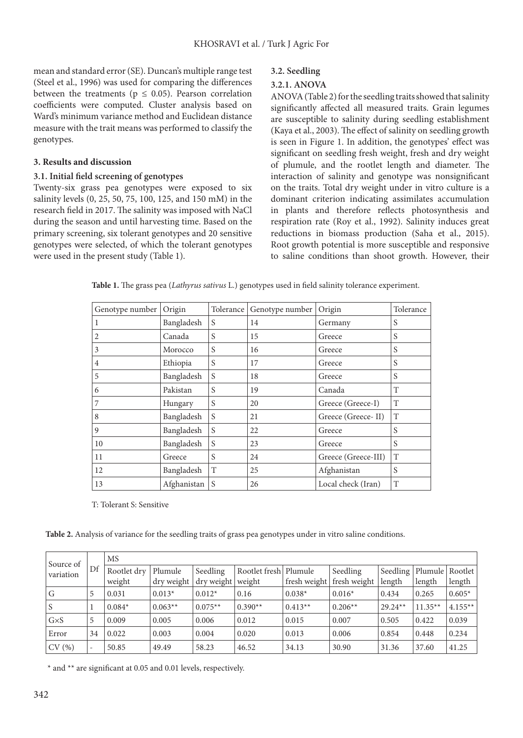mean and standard error (SE). Duncan's multiple range test (Steel et al., 1996) was used for comparing the differences between the treatments ($p \leq 0.05$). Pearson correlation coefficients were computed. Cluster analysis based on Ward's minimum variance method and Euclidean distance measure with the trait means was performed to classify the genotypes.

## 3. Results and discussion

### 3.1. Initial field screening of genotypes

Twenty-six grass pea genotypes were exposed to six salinity levels (0, 25, 50, 75, 100, 125, and 150 mM) in the research field in 2017. The salinity was imposed with NaCl during the season and until harvesting time. Based on the primary screening, six tolerant genotypes and 20 sensitive genotypes were selected, of which the tolerant genotypes were used in the present study (Table 1).

### 3.2. Seedling

#### 3.2.1. ANOVA

ANOVA (Table 2) for the seedling traits showed that salinity significantly affected all measured traits. Grain legumes are susceptible to salinity during seedling establishment (Kaya et al., 2003). The effect of salinity on seedling growth is seen in Figure 1. In addition, the genotypes' effect was significant on seedling fresh weight, fresh and dry weight of plumule, and the rootlet length and diameter. The interaction of salinity and genotype was nonsignificant on the traits. Total dry weight under in vitro culture is a dominant criterion indicating assimilates accumulation in plants and therefore reflects photosynthesis and respiration rate (Roy et al., 1992). Salinity induces great reductions in biomass production (Saha et al., 2015). Root growth potential is more susceptible and responsive to saline conditions than shoot growth. However, their

**Table 1.** The grass pea (*Lathyrus sativus* L.) genotypes used in field salinity tolerance experiment.

| Genotype number | Origin | Tolerance | Genotype number | Origin | Tolerance |
|---|---|---|---|---|---|
| 1 | Bangladesh | S | 14 | Germany | S |
| 2 | Canada | S | 15 | Greece | S |
| 3 | Morocco | S | 16 | Greece | S |
| 4 | Ethiopia | S | 17 | Greece | S |
| 5 | Bangladesh | S | 18 | Greece | S |
| 6 | Pakistan | S | 19 | Canada | T |
| 7 | Hungary | S | 20 | Greece (Greece-I) | T |
| 8 | Bangladesh | S | 21 | Greece (Greece- II) | T |
| 9 | Bangladesh | S | 22 | Greece | S |
| 10 | Bangladesh | S | 23 | Greece | S |
| 11 | Greece | S | 24 | Greece (Greece-III) | T |
| 12 | Bangladesh | T | 25 | Afghanistan | S |
| 13 | Afghanistan | S | 26 | Local check (Iran) | T |

T: Tolerant S: Sensitive

**Table 2.** Analysis of variance for the seedling traits of grass pea genotypes under in vitro saline conditions.

| Source of variation | Df | MS | | | | | | | | |
|---|---|---|---|---|---|---|---|---|---|---|
| | | Rootlet dry weight | Plumule dry weight | Seedling dry weight | Rootlet fresh weight | Plumule fresh weight | Seedling fresh weight | Seedling length | Plumule length | Rootlet length |
| G | 5 | 0.031 | 0.013* | 0.012* | 0.16 | 0.038* | 0.016* | 0.434 | 0.265 | 0.605* |
| S | 1 | 0.084* | 0.063** | 0.075** | 0.390** | 0.413** | 0.206** | 29.24** | 11.35** | 4.155** |
| G×S | 5 | 0.009 | 0.005 | 0.006 | 0.012 | 0.015 | 0.007 | 0.505 | 0.422 | 0.039 |
| Error | 34 | 0.022 | 0.003 | 0.004 | 0.020 | 0.013 | 0.006 | 0.854 | 0.448 | 0.234 |
| CV (%) | - | 50.85 | 49.49 | 58.23 | 46.52 | 34.13 | 30.90 | 31.36 | 37.60 | 41.25 |

\* and ** are significant at 0.05 and 0.01 levels, respectively.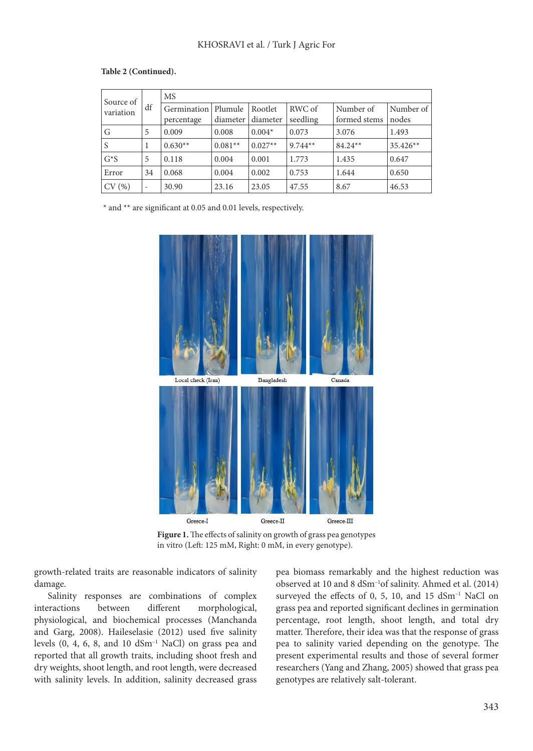**Table 2 (Continued).**

| Source of variation | df | MS | | | | | |
|---|---|---|---|---|---|---|---|
| | | Germination percentage | Plumule diameter | Rootlet diameter | RWC of seedling | Number of formed stems | Number of nodes |
| G | 5 | 0.009 | 0.008 | 0.004* | 0.073 | 3.076 | 1.493 |
| S | 1 | 0.630** | 0.081** | 0.027** | 9.744** | 84.24** | 35.426** |
| G*S | 5 | 0.118 | 0.004 | 0.001 | 1.773 | 1.435 | 0.647 |
| Error | 34 | 0.068 | 0.004 | 0.002 | 0.753 | 1.644 | 0.650 |
| CV (%) | - | 30.90 | 23.16 | 23.05 | 47.55 | 8.67 | 46.53 |

* and ** are significant at 0.05 and 0.01 levels, respectively.

Local check (Iran) Bangladesh Canada

Greece-I Greece-II Greece-III

**Figure 1.** The effects of salinity on growth of grass pea genotypes in vitro (Left: 125 mM, Right: 0 mM, in every genotype).

growth-related traits are reasonable indicators of salinity damage.

Salinity responses are combinations of complex interactions between different morphological, physiological, and biochemical processes (Manchanda and Garg, 2008). Haileselasie (2012) used five salinity levels (0, 4, 6, 8, and 10 dSm$^{-1}$ NaCl) on grass pea and reported that all growth traits, including shoot fresh and dry weights, shoot length, and root length, were decreased with salinity levels. In addition, salinity decreased grass pea biomass remarkably and the highest reduction was observed at 10 and 8 dSm$^{-1}$of salinity. Ahmed et al. (2014) surveyed the effects of 0, 5, 10, and 15 dSm$^{-1}$ NaCl on grass pea and reported significant declines in germination percentage, root length, shoot length, and total dry matter. Therefore, their idea was that the response of grass pea to salinity varied depending on the genotype. The present experimental results and those of several former researchers (Yang and Zhang, 2005) showed that grass pea genotypes are relatively salt-tolerant.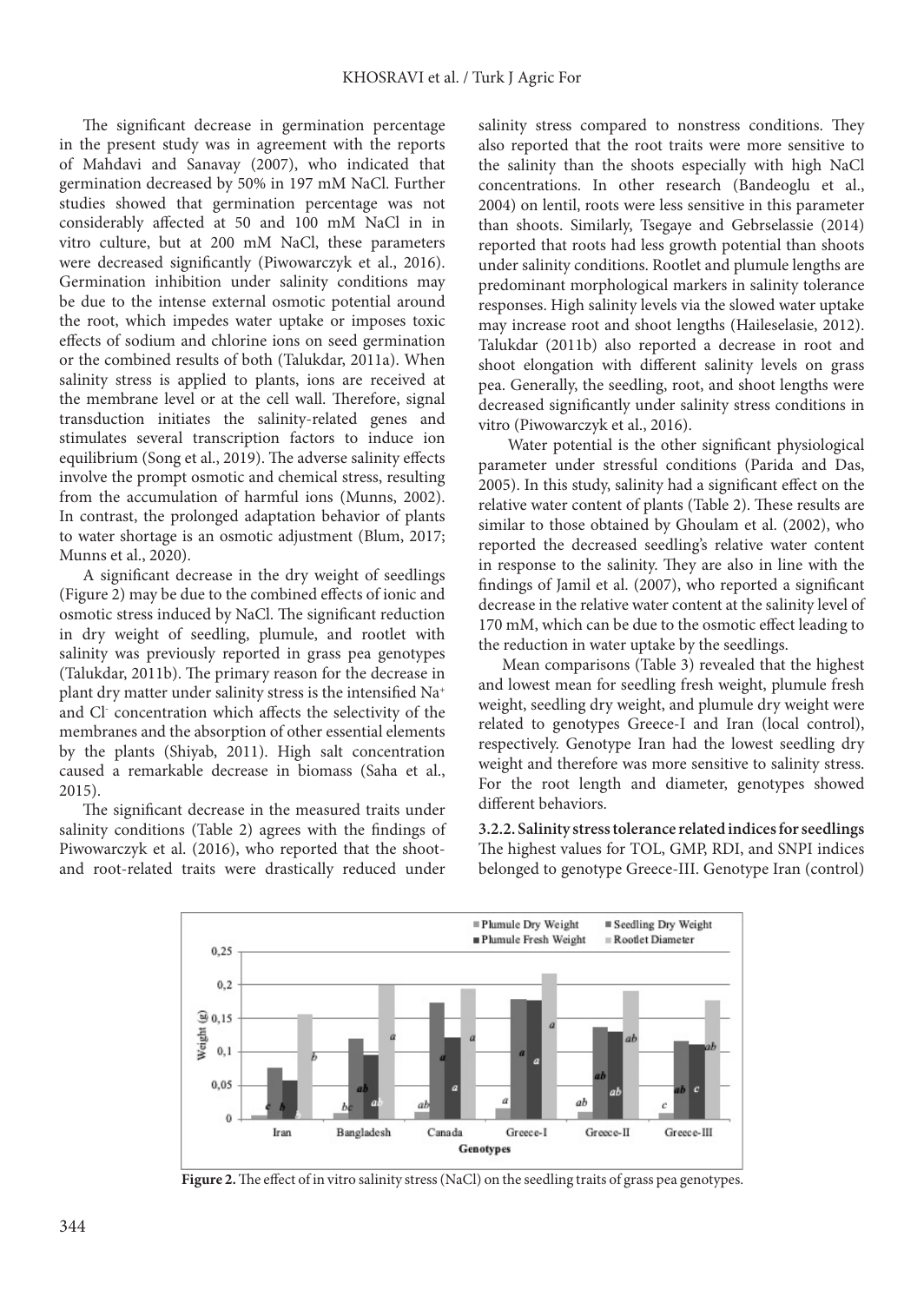The significant decrease in germination percentage in the present study was in agreement with the reports of Mahdavi and Sanavay (2007), who indicated that germination decreased by 50% in 197 mM NaCl. Further studies showed that germination percentage was not considerably affected at 50 and 100 mM NaCl in in vitro culture, but at 200 mM NaCl, these parameters were decreased significantly (Piwowarczyk et al., 2016). Germination inhibition under salinity conditions may be due to the intense external osmotic potential around the root, which impedes water uptake or imposes toxic effects of sodium and chlorine ions on seed germination or the combined results of both (Talukdar, 2011a). When salinity stress is applied to plants, ions are received at the membrane level or at the cell wall. Therefore, signal transduction initiates the salinity-related genes and stimulates several transcription factors to induce ion equilibrium (Song et al., 2019). The adverse salinity effects involve the prompt osmotic and chemical stress, resulting from the accumulation of harmful ions (Munns, 2002). In contrast, the prolonged adaptation behavior of plants to water shortage is an osmotic adjustment (Blum, 2017; Munns et al., 2020).

A significant decrease in the dry weight of seedlings (Figure 2) may be due to the combined effects of ionic and osmotic stress induced by NaCl. The significant reduction in dry weight of seedling, plumule, and rootlet with salinity was previously reported in grass pea genotypes (Talukdar, 2011b). The primary reason for the decrease in plant dry matter under salinity stress is the intensified $Na^+$ and $Cl^-$ concentration which affects the selectivity of the membranes and the absorption of other essential elements by the plants (Shiyab, 2011). High salt concentration caused a remarkable decrease in biomass (Saha et al., 2015).

The significant decrease in the measured traits under salinity conditions (Table 2) agrees with the findings of Piwowarczyk et al. (2016), who reported that the shoot- and root-related traits were drastically reduced under salinity stress compared to nonstress conditions. They also reported that the root traits were more sensitive to the salinity than the shoots especially with high NaCl concentrations. In other research (Bandeoglu et al., 2004) on lentil, roots were less sensitive in this parameter than shoots. Similarly, Tsegaye and Gebrselassie (2014) reported that roots had less growth potential than shoots under salinity conditions. Rootlet and plumule lengths are predominant morphological markers in salinity tolerance responses. High salinity levels via the slowed water uptake may increase root and shoot lengths (Haileselasie, 2012). Talukdar (2011b) also reported a decrease in root and shoot elongation with different salinity levels on grass pea. Generally, the seedling, root, and shoot lengths were decreased significantly under salinity stress conditions in vitro (Piwowarczyk et al., 2016).

Water potential is the other significant physiological parameter under stressful conditions (Parida and Das, 2005). In this study, salinity had a significant effect on the relative water content of plants (Table 2). These results are similar to those obtained by Ghoulam et al. (2002), who reported the decreased seedling's relative water content in response to the salinity. They are also in line with the findings of Jamil et al. (2007), who reported a significant decrease in the relative water content at the salinity level of 170 mM, which can be due to the osmotic effect leading to the reduction in water uptake by the seedlings.

Mean comparisons (Table 3) revealed that the highest and lowest mean for seedling fresh weight, plumule fresh weight, seedling dry weight, and plumule dry weight were related to genotypes Greece-I and Iran (local control), respectively. Genotype Iran had the lowest seedling dry weight and therefore was more sensitive to salinity stress. For the root length and diameter, genotypes showed different behaviors.

**3.2.2. Salinity stress tolerance related indices for seedlings**

The highest values for TOL, GMP, RDI, and SNPI indices belonged to genotype Greece-III. Genotype Iran (control)

**Figure 2.** The effect of in vitro salinity stress (NaCl) on the seedling traits of grass pea genotypes.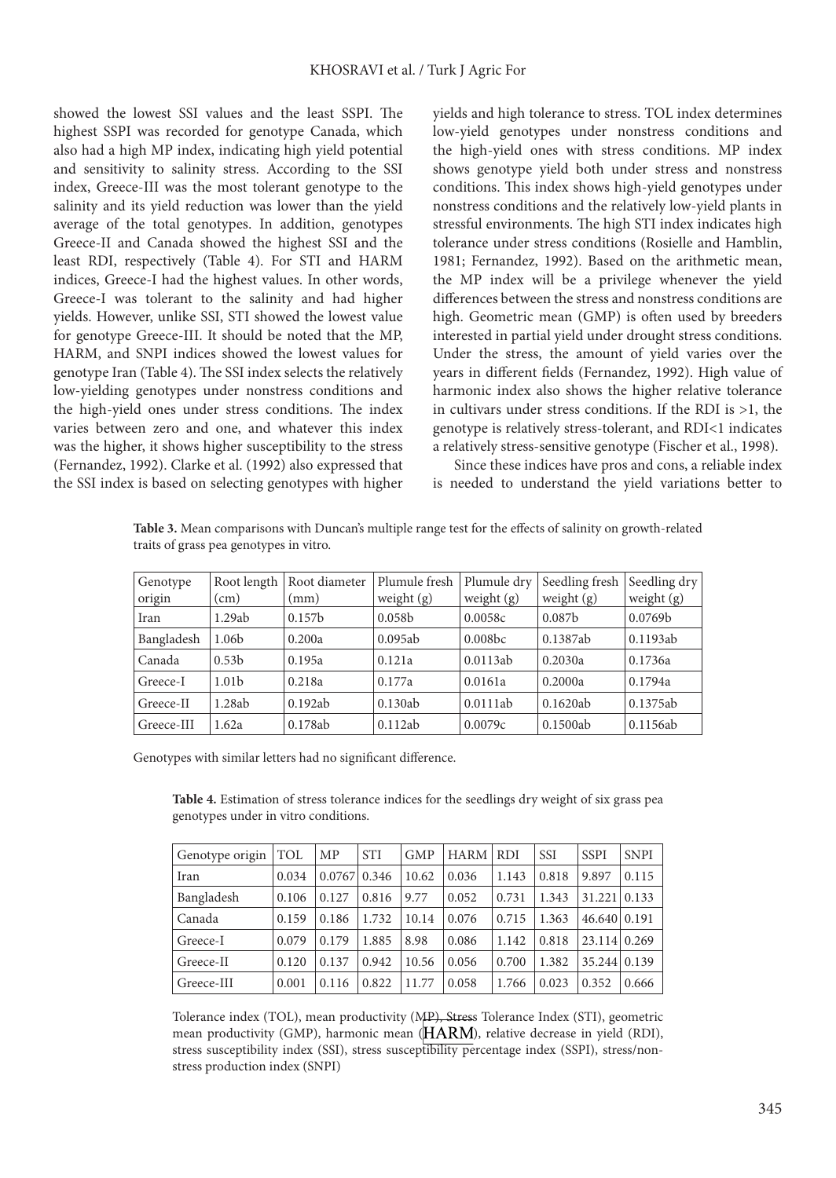showed the lowest SSI values and the least SSPI. The highest SSPI was recorded for genotype Canada, which also had a high MP index, indicating high yield potential and sensitivity to salinity stress. According to the SSI index, Greece-III was the most tolerant genotype to the salinity and its yield reduction was lower than the yield average of the total genotypes. In addition, genotypes Greece-II and Canada showed the highest SSI and the least RDI, respectively (Table 4). For STI and HARM indices, Greece-I had the highest values. In other words, Greece-I was tolerant to the salinity and had higher yields. However, unlike SSI, STI showed the lowest value for genotype Greece-III. It should be noted that the MP, HARM, and SNPI indices showed the lowest values for genotype Iran (Table 4). The SSI index selects the relatively low-yielding genotypes under nonstress conditions and the high-yield ones under stress conditions. The index varies between zero and one, and whatever this index was the higher, it shows higher susceptibility to the stress (Fernandez, 1992). Clarke et al. (1992) also expressed that the SSI index is based on selecting genotypes with higher yields and high tolerance to stress. TOL index determines low-yield genotypes under nonstress conditions and the high-yield ones with stress conditions. MP index shows genotype yield both under stress and nonstress conditions. This index shows high-yield genotypes under nonstress conditions and the relatively low-yield plants in stressful environments. The high STI index indicates high tolerance under stress conditions (Rosielle and Hamblin, 1981; Fernandez, 1992). Based on the arithmetic mean, the MP index will be a privilege whenever the yield differences between the stress and nonstress conditions are high. Geometric mean (GMP) is often used by breeders interested in partial yield under drought stress conditions. Under the stress, the amount of yield varies over the years in different fields (Fernandez, 1992). High value of harmonic index also shows the higher relative tolerance in cultivars under stress conditions. If the RDI is >1, the genotype is relatively stress-tolerant, and RDI<1 indicates a relatively stress-sensitive genotype (Fischer et al., 1998).

Since these indices have pros and cons, a reliable index is needed to understand the yield variations better to

**Table 3.** Mean comparisons with Duncan's multiple range test for the effects of salinity on growth-related traits of grass pea genotypes in vitro.

| Genotype origin | Root length (cm) | Root diameter (mm) | Plumule fresh weight (g) | Plumule dry weight (g) | Seedling fresh weight (g) | Seedling dry weight (g) |
|---|---|---|---|---|---|---|
| Iran | 1.29ab | 0.157b | 0.058b | 0.0058c | 0.087b | 0.0769b |
| Bangladesh | 1.06b | 0.200a | 0.095ab | 0.008bc | 0.1387ab | 0.1193ab |
| Canada | 0.53b | 0.195a | 0.121a | 0.0113ab | 0.2030a | 0.1736a |
| Greece-I | 1.01b | 0.218a | 0.177a | 0.0161a | 0.2000a | 0.1794a |
| Greece-II | 1.28ab | 0.192ab | 0.130ab | 0.0111ab | 0.1620ab | 0.1375ab |
| Greece-III | 1.62a | 0.178ab | 0.112ab | 0.0079c | 0.1500ab | 0.1156ab |

Genotypes with similar letters had no significant difference.

**Table 4.** Estimation of stress tolerance indices for the seedlings dry weight of six grass pea genotypes under in vitro conditions.

| Genotype origin | TOL | MP | STI | GMP | HARM | RDI | SSI | SSPI | SNPI |
|---|---|---|---|---|---|---|---|---|---|
| Iran | 0.034 | 0.0767 | 0.346 | 10.62 | 0.036 | 1.143 | 0.818 | 9.897 | 0.115 |
| Bangladesh | 0.106 | 0.127 | 0.816 | 9.77 | 0.052 | 0.731 | 1.343 | 31.221 | 0.133 |
| Canada | 0.159 | 0.186 | 1.732 | 10.14 | 0.076 | 0.715 | 1.363 | 46.640 | 0.191 |
| Greece-I | 0.079 | 0.179 | 1.885 | 8.98 | 0.086 | 1.142 | 0.818 | 23.114 | 0.269 |
| Greece-II | 0.120 | 0.137 | 0.942 | 10.56 | 0.056 | 0.700 | 1.382 | 35.244 | 0.139 |
| Greece-III | 0.001 | 0.116 | 0.822 | 11.77 | 0.058 | 1.766 | 0.023 | 0.352 | 0.666 |

Tolerance index (TOL), mean productivity (MP), Stress Tolerance Index (STI), geometric mean productivity (GMP), harmonic mean (HARM), relative decrease in yield (RDI), stress susceptibility index (SSI), stress susceptibility percentage index (SSPI), stress/nonstress production index (SNPI)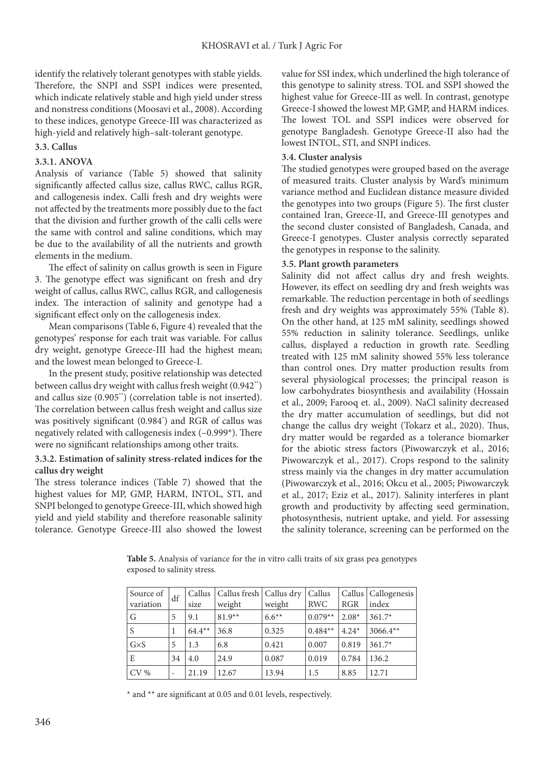identify the relatively tolerant genotypes with stable yields. Therefore, the SNPI and SSPI indices were presented, which indicate relatively stable and high yield under stress and nonstress conditions (Moosavi et al., 2008). According to these indices, genotype Greece-III was characterized as high-yield and relatively high–salt-tolerant genotype.

### 3.3. Callus

#### 3.3.1. ANOVA

Analysis of variance (Table 5) showed that salinity significantly affected callus size, callus RWC, callus RGR, and callogenesis index. Calli fresh and dry weights were not affected by the treatments more possibly due to the fact that the division and further growth of the calli cells were the same with control and saline conditions, which may be due to the availability of all the nutrients and growth elements in the medium.

The effect of salinity on callus growth is seen in Figure 3. The genotype effect was significant on fresh and dry weight of callus, callus RWC, callus RGR, and callogenesis index. The interaction of salinity and genotype had a significant effect only on the callogenesis index.

Mean comparisons (Table 6, Figure 4) revealed that the genotypes' response for each trait was variable. For callus dry weight, genotype Greece-III had the highest mean; and the lowest mean belonged to Greece-I.

In the present study, positive relationship was detected between callus dry weight with callus fresh weight (0.942**) and callus size (0.905**) (correlation table is not inserted). The correlation between callus fresh weight and callus size was positively significant (0.984*) and RGR of callus was negatively related with callogenesis index (–0.999*). There were no significant relationships among other traits.

#### 3.3.2. Estimation of salinity stress-related indices for the callus dry weight

The stress tolerance indices (Table 7) showed that the highest values for MP, GMP, HARM, INTOL, STI, and SNPI belonged to genotype Greece-III, which showed high yield and yield stability and therefore reasonable salinity tolerance. Genotype Greece-III also showed the lowest value for SSI index, which underlined the high tolerance of this genotype to salinity stress. TOL and SSPI showed the highest value for Greece-III as well. In contrast, genotype Greece-I showed the lowest MP, GMP, and HARM indices. The lowest TOL and SSPI indices were observed for genotype Bangladesh. Genotype Greece-II also had the lowest INTOL, STI, and SNPI indices.

### 3.4. Cluster analysis

The studied genotypes were grouped based on the average of measured traits. Cluster analysis by Ward's minimum variance method and Euclidean distance measure divided the genotypes into two groups (Figure 5). The first cluster contained Iran, Greece-II, and Greece-III genotypes and the second cluster consisted of Bangladesh, Canada, and Greece-I genotypes. Cluster analysis correctly separated the genotypes in response to the salinity.

### 3.5. Plant growth parameters

Salinity did not affect callus dry and fresh weights. However, its effect on seedling dry and fresh weights was remarkable. The reduction percentage in both of seedlings fresh and dry weights was approximately 55% (Table 8). On the other hand, at 125 mM salinity, seedlings showed 55% reduction in salinity tolerance. Seedlings, unlike callus, displayed a reduction in growth rate. Seedling treated with 125 mM salinity showed 55% less tolerance than control ones. Dry matter production results from several physiological processes; the principal reason is low carbohydrates biosynthesis and availability (Hossain et al., 2009; Farooq et. al., 2009). NaCl salinity decreased the dry matter accumulation of seedlings, but did not change the callus dry weight (Tokarz et al., 2020). Thus, dry matter would be regarded as a tolerance biomarker for the abiotic stress factors (Piwowarczyk et al., 2016; Piwowarczyk et al., 2017). Crops respond to the salinity stress mainly via the changes in dry matter accumulation (Piwowarczyk et al., 2016; Okcu et al., 2005; Piwowarczyk et al., 2017; Eziz et al., 2017). Salinity interferes in plant growth and productivity by affecting seed germination, photosynthesis, nutrient uptake, and yield. For assessing the salinity tolerance, screening can be performed on the

**Table 5.** Analysis of variance for the in vitro calli traits of six grass pea genotypes exposed to salinity stress.

| Source of variation | df | Callus size | Callus fresh weight | Callus dry weight | Callus RWC | Callus RGR | Callogenesis index |
|---|---|---|---|---|---|---|---|
| G | 5 | 9.1 | 81.9** | 6.6** | 0.079** | 2.08* | 361.7* |
| S | 1 | 64.4** | 36.8 | 0.325 | 0.484** | 4.24* | 3066.4** |
| G×S | 5 | 1.3 | 6.8 | 0.421 | 0.007 | 0.819 | 361.7* |
| E | 34 | 4.0 | 24.9 | 0.087 | 0.019 | 0.784 | 136.2 |
| CV % | - | 21.19 | 12.67 | 13.94 | 1.5 | 8.85 | 12.71 |

* and ** are significant at 0.05 and 0.01 levels, respectively.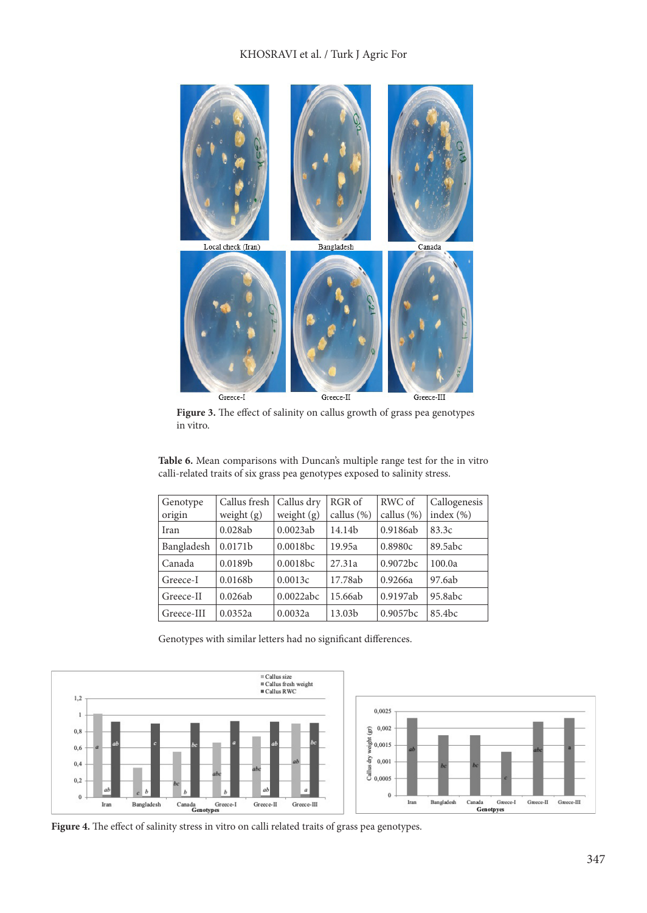**Figure 3.** The effect of salinity on callus growth of grass pea genotypes in vitro.

**Table 6.** Mean comparisons with Duncan's multiple range test for the in vitro calli-related traits of six grass pea genotypes exposed to salinity stress.

| Genotype origin | Callus fresh weight (g) | Callus dry weight (g) | RGR of callus (%) | RWC of callus (%) | Callogenesis index (%) |
|---|---|---|---|---|---|
| Iran | 0.028ab | 0.0023ab | 14.14b | 0.9186ab | 83.3c |
| Bangladesh | 0.0171b | 0.0018bc | 19.95a | 0.8980c | 89.5abc |
| Canada | 0.0189b | 0.0018bc | 27.31a | 0.9072bc | 100.0a |
| Greece-I | 0.0168b | 0.0013c | 17.78ab | 0.9266a | 97.6ab |
| Greece-II | 0.026ab | 0.0022abc | 15.66ab | 0.9197ab | 95.8abc |
| Greece-III | 0.0352a | 0.0032a | 13.03b | 0.9057bc | 85.4bc |

Genotypes with similar letters had no significant differences.

**Figure 4.** The effect of salinity stress in vitro on calli related traits of grass pea genotypes.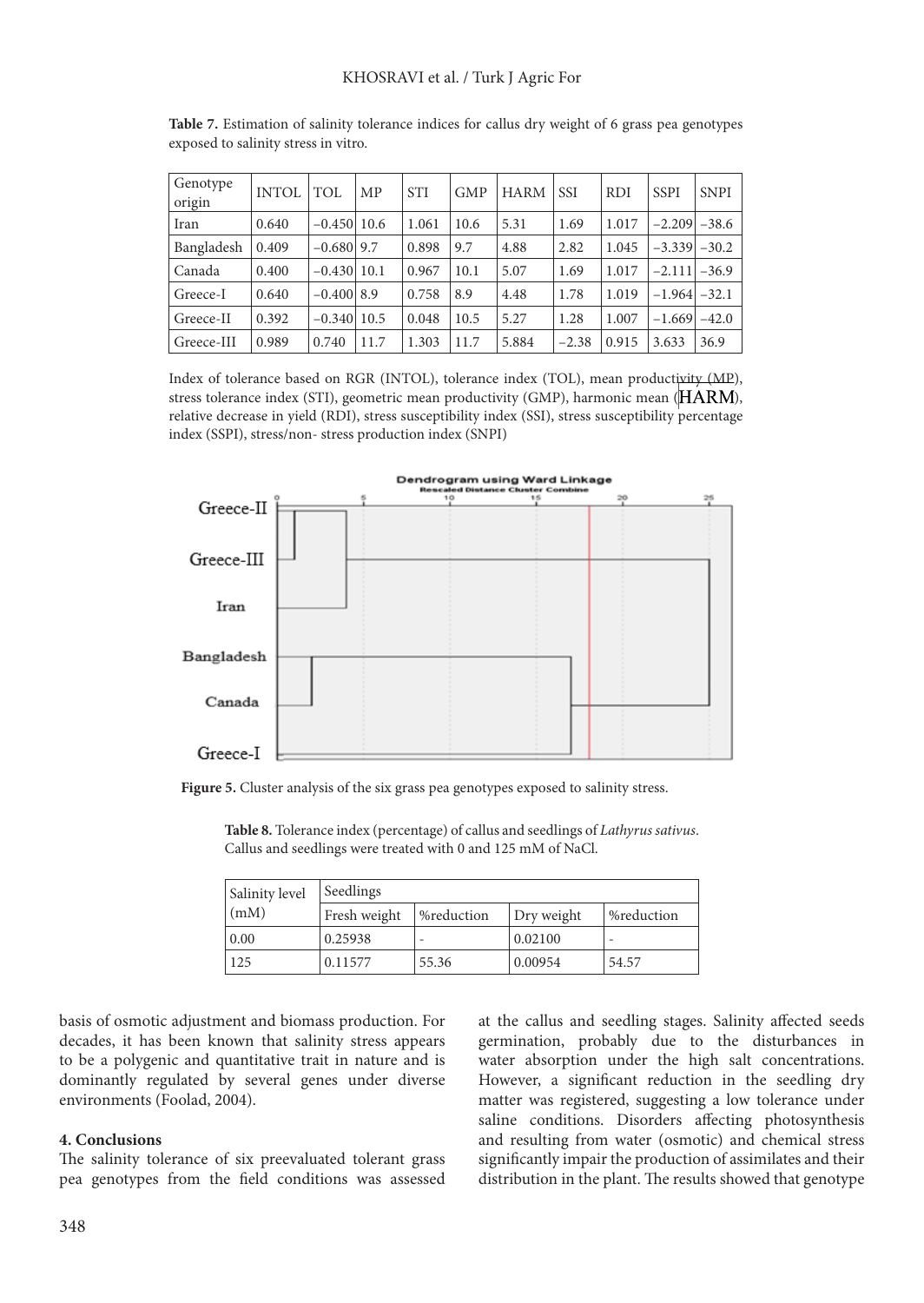**Table 7.** Estimation of salinity tolerance indices for callus dry weight of 6 grass pea genotypes exposed to salinity stress in vitro.

| Genotype origin | INTOL | TOL | MP | STI | GMP | HARM | SSI | RDI | SSPI | SNPI |
|---|---|---|---|---|---|---|---|---|---|---|
| Iran | 0.640 | −0.450 | 10.6 | 1.061 | 10.6 | 5.31 | 1.69 | 1.017 | −2.209 | −38.6 |
| Bangladesh | 0.409 | −0.680 | 9.7 | 0.898 | 9.7 | 4.88 | 2.82 | 1.045 | −3.339 | −30.2 |
| Canada | 0.400 | −0.430 | 10.1 | 0.967 | 10.1 | 5.07 | 1.69 | 1.017 | −2.111 | −36.9 |
| Greece-I | 0.640 | −0.400 | 8.9 | 0.758 | 8.9 | 4.48 | 1.78 | 1.019 | −1.964 | −32.1 |
| Greece-II | 0.392 | −0.340 | 10.5 | 0.048 | 10.5 | 5.27 | 1.28 | 1.007 | −1.669 | −42.0 |
| Greece-III | 0.989 | 0.740 | 11.7 | 1.303 | 11.7 | 5.884 | −2.38 | 0.915 | 3.633 | 36.9 |

Index of tolerance based on RGR (INTOL), tolerance index (TOL), mean productivity (MP), stress tolerance index (STI), geometric mean productivity (GMP), harmonic mean (HARM), relative decrease in yield (RDI), stress susceptibility index (SSI), stress susceptibility percentage index (SSPI), stress/non- stress production index (SNPI)

**Figure 5.** Cluster analysis of the six grass pea genotypes exposed to salinity stress.

**Table 8.** Tolerance index (percentage) of callus and seedlings of *Lathyrus sativus*. Callus and seedlings were treated with 0 and 125 mM of NaCl.

| Salinity level (mM) | Seedlings | | | |
|---|---|---|---|---|
| | Fresh weight | %reduction | Dry weight | %reduction |
| 0.00 | 0.25938 | - | 0.02100 | - |
| 125 | 0.11577 | 55.36 | 0.00954 | 54.57 |

basis of osmotic adjustment and biomass production. For decades, it has been known that salinity stress appears to be a polygenic and quantitative trait in nature and is dominantly regulated by several genes under diverse environments (Foolad, 2004).

## 4. Conclusions

The salinity tolerance of six preevaluated tolerant grass pea genotypes from the field conditions was assessed at the callus and seedling stages. Salinity affected seeds germination, probably due to the disturbances in water absorption under the high salt concentrations. However, a significant reduction in the seedling dry matter was registered, suggesting a low tolerance under saline conditions. Disorders affecting photosynthesis and resulting from water (osmotic) and chemical stress significantly impair the production of assimilates and their distribution in the plant. The results showed that genotype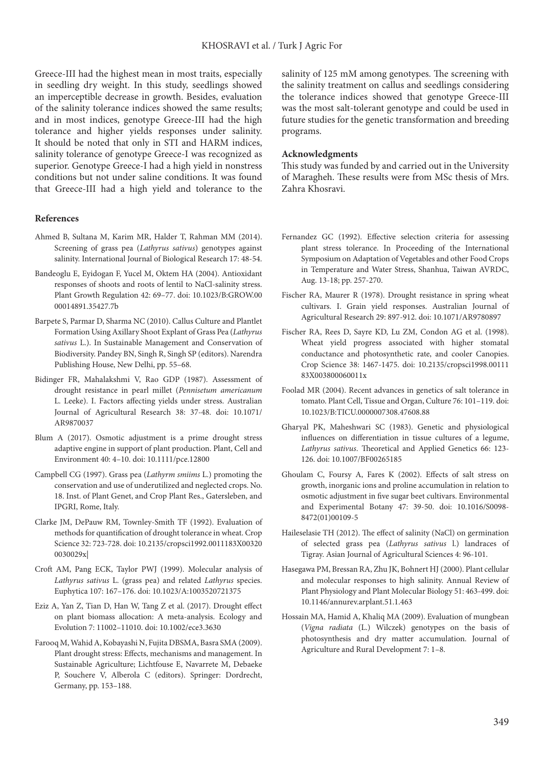Greece-III had the highest mean in most traits, especially in seedling dry weight. In this study, seedlings showed an imperceptible decrease in growth. Besides, evaluation of the salinity tolerance indices showed the same results; and in most indices, genotype Greece-III had the high tolerance and higher yields responses under salinity. It should be noted that only in STI and HARM indices, salinity tolerance of genotype Greece-I was recognized as superior. Genotype Greece-I had a high yield in nonstress conditions but not under saline conditions. It was found that Greece-III had a high yield and tolerance to the salinity of 125 mM among genotypes. The screening with the salinity treatment on callus and seedlings considering the tolerance indices showed that genotype Greece-III was the most salt-tolerant genotype and could be used in future studies for the genetic transformation and breeding programs.

## Acknowledgments

This study was funded by and carried out in the University of Maragheh. These results were from MSc thesis of Mrs. Zahra Khosravi.

## References

Ahmed B, Sultana M, Karim MR, Halder T, Rahman MM (2014). Screening of grass pea (*Lathyrus sativus*) genotypes against salinity. International Journal of Biological Research 17: 48-54.

Bandeoglu E, Eyidogan F, Yucel M, Oktem HA (2004). Antioxidant responses of shoots and roots of lentil to NaCl-salinity stress. Plant Growth Regulation 42: 69–77. doi: 10.1023/B:GROW.0000014891.35427.7b

Barpete S, Parmar D, Sharma NC (2010). Callus Culture and Plantlet Formation Using Axillary Shoot Explant of Grass Pea (*Lathyrus sativus* L.). In Sustainable Management and Conservation of Biodiversity. Pandey BN, Singh R, Singh SP (editors). Narendra Publishing House, New Delhi, pp. 55–68.

Bidinger FR, Mahalakshmi V, Rao GDP (1987). Assessment of drought resistance in pearl millet (*Pennisetum americanum* L. Leeke). I. Factors affecting yields under stress. Australian Journal of Agricultural Research 38: 37-48. doi: 10.1071/AR9870037

Blum A (2017). Osmotic adjustment is a prime drought stress adaptive engine in support of plant production. Plant, Cell and Environment 40: 4–10. doi: 10.1111/pce.12800

Campbell CG (1997). Grass pea (*Lathyrm smiims* L.) promoting the conservation and use of underutilized and neglected crops. No. 18. Inst. of Plant Genet, and Crop Plant Res., Gatersleben, and IPGRI, Rome, Italy.

Clarke JM, DePauw RM, Townley-Smith TF (1992). Evaluation of methods for quantification of drought tolerance in wheat. Crop Science 32: 723-728. doi: 10.2135/cropsci1992.0011183X003200030029x|

Croft AM, Pang ECK, Taylor PWJ (1999). Molecular analysis of *Lathyrus sativus* L. (grass pea) and related *Lathyrus* species. Euphytica 107: 167–176. doi: 10.1023/A:1003520721375

Eziz A, Yan Z, Tian D, Han W, Tang Z et al. (2017). Drought effect on plant biomass allocation: A meta-analysis. Ecology and Evolution 7: 11002–11010. doi: 10.1002/ece3.3630

Farooq M, Wahid A, Kobayashi N, Fujita DBSMA, Basra SMA (2009). Plant drought stress: Effects, mechanisms and management. In Sustainable Agriculture; Lichtfouse E, Navarrete M, Debaeke P, Souchere V, Alberola C (editors). Springer: Dordrecht, Germany, pp. 153–188.

Fernandez GC (1992). Effective selection criteria for assessing plant stress tolerance. In Proceeding of the International Symposium on Adaptation of Vegetables and other Food Crops in Temperature and Water Stress, Shanhua, Taiwan AVRDC, Aug. 13-18; pp. 257-270.

Fischer RA, Maurer R (1978). Drought resistance in spring wheat cultivars. I. Grain yield responses. Australian Journal of Agricultural Research 29: 897-912. doi: 10.1071/AR9780897

Fischer RA, Rees D, Sayre KD, Lu ZM, Condon AG et al. (1998). Wheat yield progress associated with higher stomatal conductance and photosynthetic rate, and cooler Canopies. Crop Science 38: 1467-1475. doi: 10.2135/cropsci1998.0011183X003800060011x

Foolad MR (2004). Recent advances in genetics of salt tolerance in tomato. Plant Cell, Tissue and Organ, Culture 76: 101–119. doi: 10.1023/B:TICU.0000007308.47608.88

Gharyal PK, Maheshwari SC (1983). Genetic and physiological influences on differentiation in tissue cultures of a legume, *Lathyrus sativus*. Theoretical and Applied Genetics 66: 123-126. doi: 10.1007/BF00265185

Ghoulam C, Foursy A, Fares K (2002). Effects of salt stress on growth, inorganic ions and proline accumulation in relation to osmotic adjustment in five sugar beet cultivars. Environmental and Experimental Botany 47: 39-50. doi: 10.1016/S0098-8472(01)00109-5

Haileselasie TH (2012). The effect of salinity (NaCl) on germination of selected grass pea (*Lathyrus sativus* l.) landraces of Tigray. Asian Journal of Agricultural Sciences 4: 96-101.

Hasegawa PM, Bressan RA, Zhu JK, Bohnert HJ (2000). Plant cellular and molecular responses to high salinity. Annual Review of Plant Physiology and Plant Molecular Biology 51: 463-499. doi: 10.1146/annurev.arplant.51.1.463

Hossain MA, Hamid A, Khaliq MA (2009). Evaluation of mungbean (*Vigna radiata* (L.) Wilczek) genotypes on the basis of photosynthesis and dry matter accumulation. Journal of Agriculture and Rural Development 7: 1–8.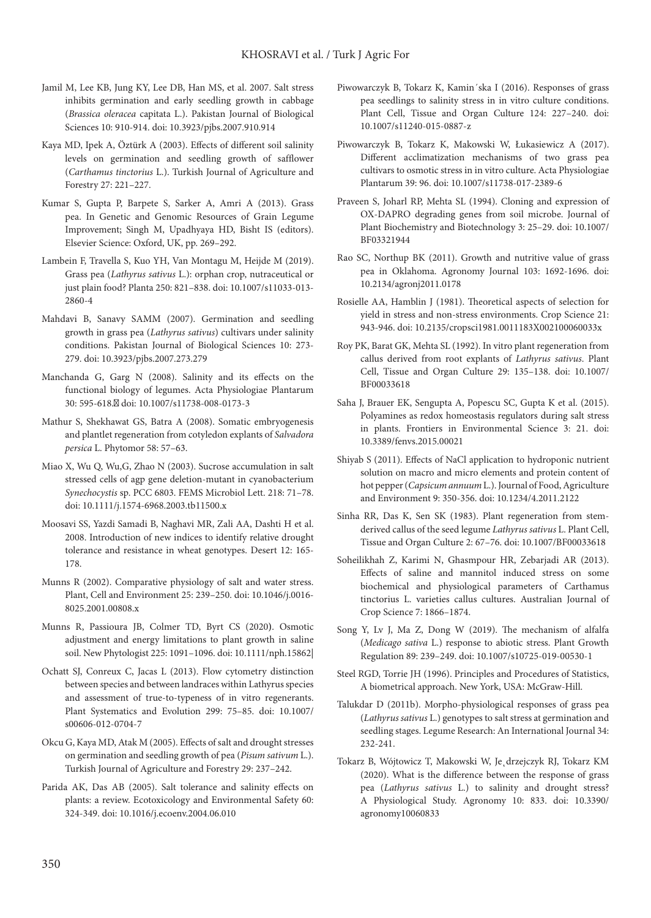Jamil M, Lee KB, Jung KY, Lee DB, Han MS, et al. 2007. Salt stress inhibits germination and early seedling growth in cabbage (*Brassica oleracea* capitata L.). Pakistan Journal of Biological Sciences 10: 910-914. doi: 10.3923/pjbs.2007.910.914

Kaya MD, Ipek A, Öztürk A (2003). Effects of different soil salinity levels on germination and seedling growth of safflower (*Carthamus tinctorius* L.). Turkish Journal of Agriculture and Forestry 27: 221–227.

Kumar S, Gupta P, Barpete S, Sarker A, Amri A (2013). Grass pea. In Genetic and Genomic Resources of Grain Legume Improvement; Singh M, Upadhyaya HD, Bisht IS (editors). Elsevier Science: Oxford, UK, pp. 269–292.

Lambein F, Travella S, Kuo YH, Van Montagu M, Heijde M (2019). Grass pea (*Lathyrus sativus* L.): orphan crop, nutraceutical or just plain food? Planta 250: 821–838. doi: 10.1007/s11033-013-2860-4

Mahdavi B, Sanavy SAMM (2007). Germination and seedling growth in grass pea (*Lathyrus sativus*) cultivars under salinity conditions. Pakistan Journal of Biological Sciences 10: 273-279. doi: 10.3923/pjbs.2007.273.279

Manchanda G, Garg N (2008). Salinity and its effects on the functional biology of legumes. Acta Physiologiae Plantarum 30: 595-618. doi: 10.1007/s11738-008-0173-3

Mathur S, Shekhawat GS, Batra A (2008). Somatic embryogenesis and plantlet regeneration from cotyledon explants of *Salvadora persica* L. Phytomor 58: 57–63.

Miao X, Wu Q, Wu,G, Zhao N (2003). Sucrose accumulation in salt stressed cells of agp gene deletion-mutant in cyanobacterium *Synechocystis* sp. PCC 6803. FEMS Microbiol Lett. 218: 71–78. doi: 10.1111/j.1574-6968.2003.tb11500.x

Moosavi SS, Yazdi Samadi B, Naghavi MR, Zali AA, Dashti H et al. 2008. Introduction of new indices to identify relative drought tolerance and resistance in wheat genotypes. Desert 12: 165-178.

Munns R (2002). Comparative physiology of salt and water stress. Plant, Cell and Environment 25: 239–250. doi: 10.1046/j.0016-8025.2001.00808.x

Munns R, Passioura JB, Colmer TD, Byrt CS (2020). Osmotic adjustment and energy limitations to plant growth in saline soil. New Phytologist 225: 1091–1096. doi: 10.1111/nph.15862|

Ochatt SJ, Conreux C, Jacas L (2013). Flow cytometry distinction between species and between landraces within Lathyrus species and assessment of true-to-typeness of in vitro regenerants. Plant Systematics and Evolution 299: 75–85. doi: 10.1007/s00606-012-0704-7

Okcu G, Kaya MD, Atak M (2005). Effects of salt and drought stresses on germination and seedling growth of pea (*Pisum sativum* L.). Turkish Journal of Agriculture and Forestry 29: 237–242.

Parida AK, Das AB (2005). Salt tolerance and salinity effects on plants: a review. Ecotoxicology and Environmental Safety 60: 324-349. doi: 10.1016/j.ecoenv.2004.06.010

Piwowarczyk B, Tokarz K, Kamin´ska I (2016). Responses of grass pea seedlings to salinity stress in in vitro culture conditions. Plant Cell, Tissue and Organ Culture 124: 227–240. doi: 10.1007/s11240-015-0887-z

Piwowarczyk B, Tokarz K, Makowski W, Łukasiewicz A (2017). Different acclimatization mechanisms of two grass pea cultivars to osmotic stress in in vitro culture. Acta Physiologiae Plantarum 39: 96. doi: 10.1007/s11738-017-2389-6

Praveen S, Joharl RP, Mehta SL (1994). Cloning and expression of OX-DAPRO degrading genes from soil microbe. Journal of Plant Biochemistry and Biotechnology 3: 25–29. doi: 10.1007/BF03321944

Rao SC, Northup BK (2011). Growth and nutritive value of grass pea in Oklahoma. Agronomy Journal 103: 1692-1696. doi: 10.2134/agronj2011.0178

Rosielle AA, Hamblin J (1981). Theoretical aspects of selection for yield in stress and non-stress environments. Crop Science 21: 943-946. doi: 10.2135/cropsci1981.0011183X002100060033x

Roy PK, Barat GK, Mehta SL (1992). In vitro plant regeneration from callus derived from root explants of *Lathyrus sativus*. Plant Cell, Tissue and Organ Culture 29: 135–138. doi: 10.1007/BF00033618

Saha J, Brauer EK, Sengupta A, Popescu SC, Gupta K et al. (2015). Polyamines as redox homeostasis regulators during salt stress in plants. Frontiers in Environmental Science 3: 21. doi: 10.3389/fenvs.2015.00021

Shiyab S (2011). Effects of NaCl application to hydroponic nutrient solution on macro and micro elements and protein content of hot pepper (*Capsicum annuum* L.). Journal of Food, Agriculture and Environment 9: 350-356. doi: 10.1234/4.2011.2122

Sinha RR, Das K, Sen SK (1983). Plant regeneration from stem-derived callus of the seed legume *Lathyrus sativus* L. Plant Cell, Tissue and Organ Culture 2: 67–76. doi: 10.1007/BF00033618

Soheilikhah Z, Karimi N, Ghasmpour HR, Zebarjadi AR (2013). Effects of saline and mannitol induced stress on some biochemical and physiological parameters of Carthamus tinctorius L. varieties callus cultures. Australian Journal of Crop Science 7: 1866–1874.

Song Y, Lv J, Ma Z, Dong W (2019). The mechanism of alfalfa (*Medicago sativa* L.) response to abiotic stress. Plant Growth Regulation 89: 239–249. doi: 10.1007/s10725-019-00530-1

Steel RGD, Torrie JH (1996). Principles and Procedures of Statistics, A biometrical approach. New York, USA: McGraw-Hill.

Talukdar D (2011b). Morpho-physiological responses of grass pea (*Lathyrus sativus* L.) genotypes to salt stress at germination and seedling stages. Legume Research: An International Journal 34: 232-241.

Tokarz B, Wójtowicz T, Makowski W, Je˛drzejczyk RJ, Tokarz KM (2020). What is the difference between the response of grass pea (*Lathyrus sativus* L.) to salinity and drought stress? A Physiological Study. Agronomy 10: 833. doi: 10.3390/agronomy10060833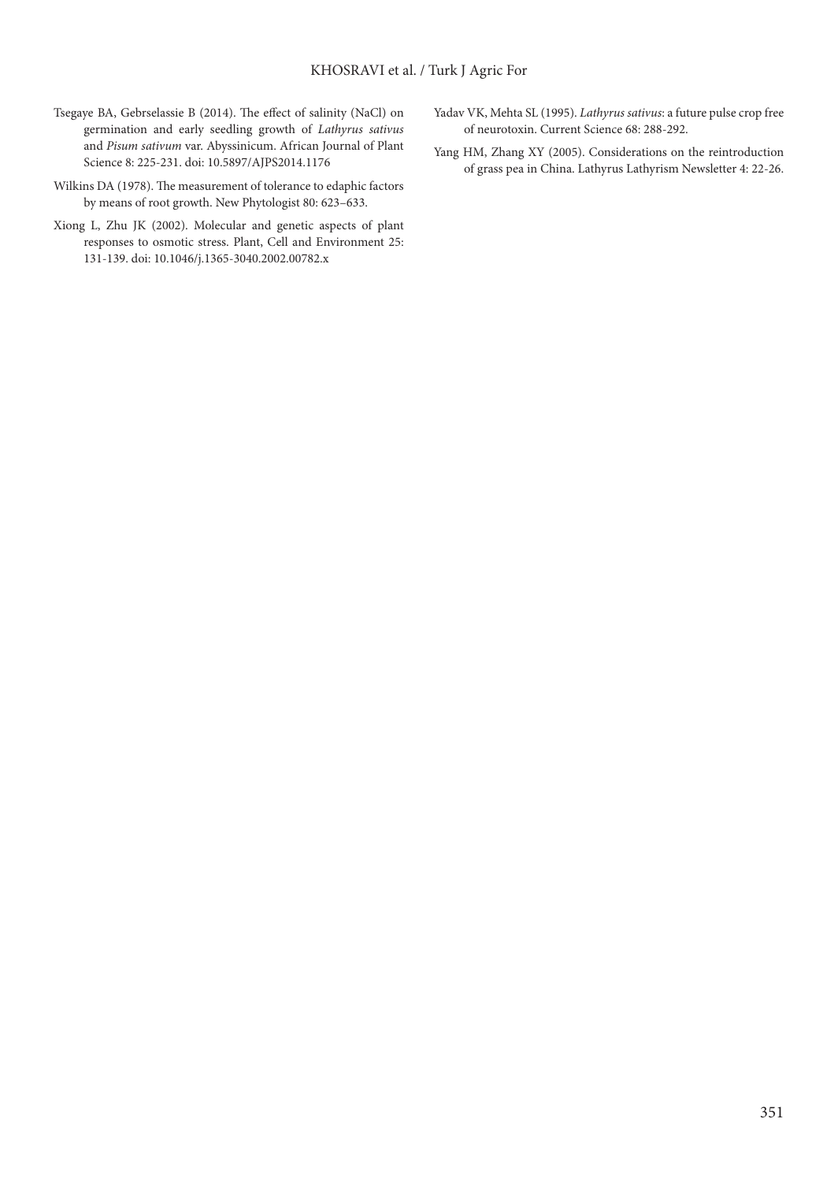Tsegaye BA, Gebrselassie B (2014). The effect of salinity (NaCl) on germination and early seedling growth of *Lathyrus sativus* and *Pisum sativum* var. Abyssinicum. African Journal of Plant Science 8: 225-231. doi: 10.5897/AJPS2014.1176

Wilkins DA (1978). The measurement of tolerance to edaphic factors by means of root growth. New Phytologist 80: 623–633.

Xiong L, Zhu JK (2002). Molecular and genetic aspects of plant responses to osmotic stress. Plant, Cell and Environment 25: 131-139. doi: 10.1046/j.1365-3040.2002.00782.x

Yadav VK, Mehta SL (1995). *Lathyrus sativus*: a future pulse crop free of neurotoxin. Current Science 68: 288-292.

Yang HM, Zhang XY (2005). Considerations on the reintroduction of grass pea in China. Lathyrus Lathyrism Newsletter 4: 22-26.